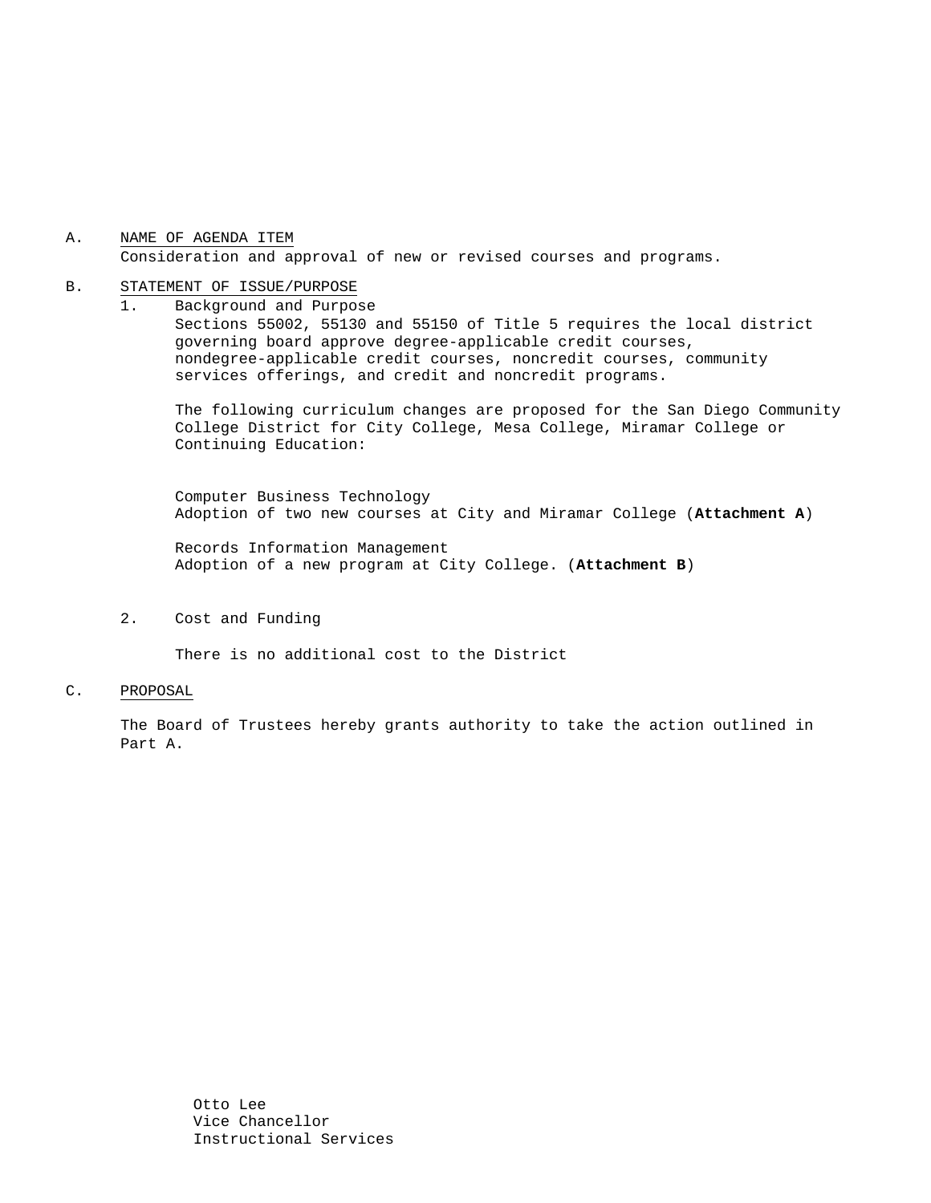A. NAME OF AGENDA ITEM

Consideration and approval of new or revised courses and programs.

B. STATEMENT OF ISSUE/PURPOSE

1. Background and Purpose

   Sections 55002, 55130 and 55150 of Title 5 requires the local district governing board approve degree-applicable credit courses, nondegree-applicable credit courses, noncredit courses, community services offerings, and credit and noncredit programs.

   The following curriculum changes are proposed for the San Diego Community College District for City College, Mesa College, Miramar College or Continuing Education:

   Computer Business Technology
   Adoption of two new courses at City and Miramar College (**Attachment A**)

   Records Information Management
   Adoption of a new program at City College. (**Attachment B**)

2. Cost and Funding

   There is no additional cost to the District

C. PROPOSAL

The Board of Trustees hereby grants authority to take the action outlined in Part A.

Otto Lee
Vice Chancellor
Instructional Services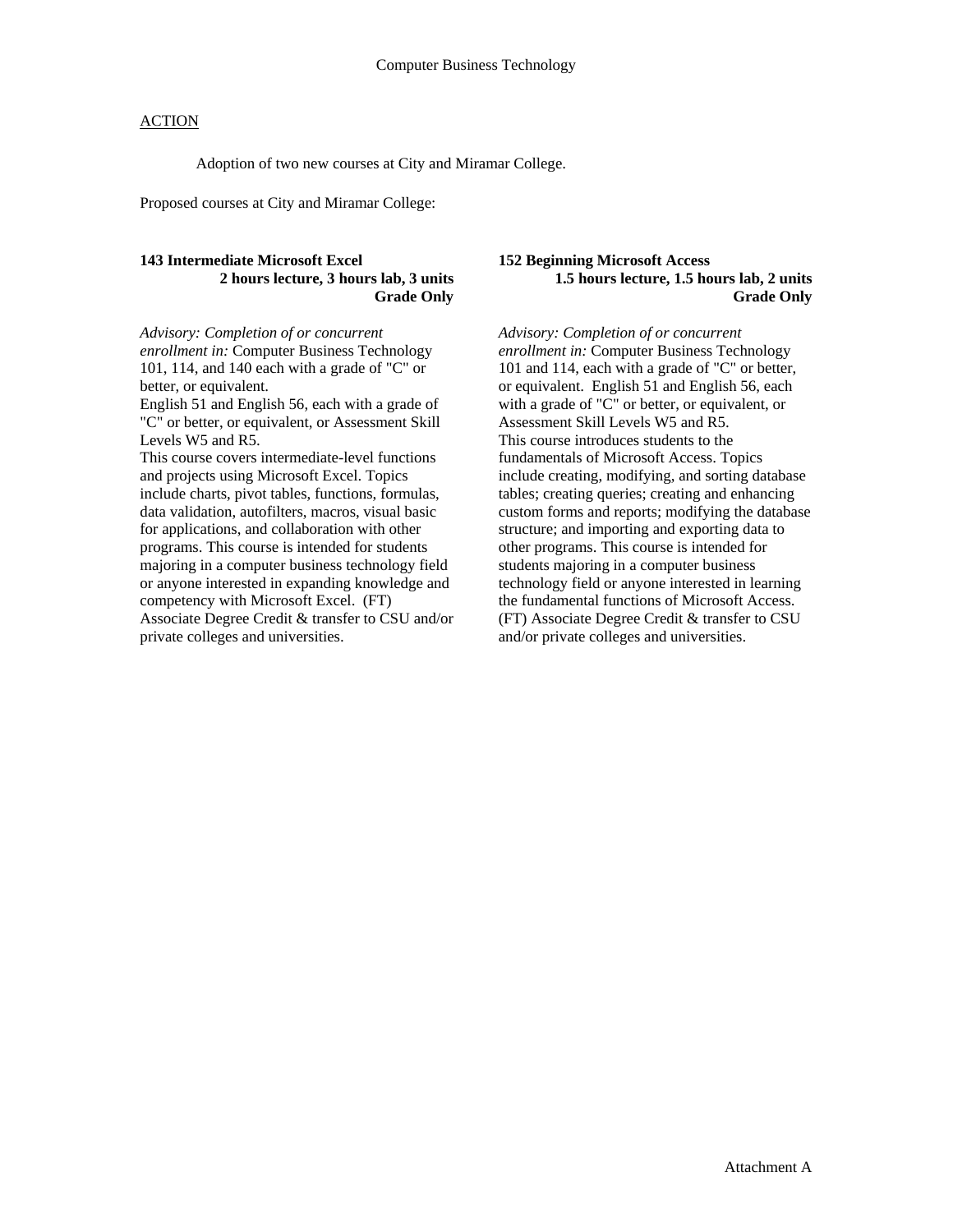Computer Business Technology

ACTION

Adoption of two new courses at City and Miramar College.

Proposed courses at City and Miramar College:

**143 Intermediate Microsoft Excel**
**2 hours lecture, 3 hours lab, 3 units**
**Grade Only**

*Advisory: Completion of or concurrent enrollment in:* Computer Business Technology 101, 114, and 140 each with a grade of "C" or better, or equivalent.
English 51 and English 56, each with a grade of "C" or better, or equivalent, or Assessment Skill Levels W5 and R5.
This course covers intermediate-level functions and projects using Microsoft Excel. Topics include charts, pivot tables, functions, formulas, data validation, autofilters, macros, visual basic for applications, and collaboration with other programs. This course is intended for students majoring in a computer business technology field or anyone interested in expanding knowledge and competency with Microsoft Excel. (FT) Associate Degree Credit & transfer to CSU and/or private colleges and universities.

**152 Beginning Microsoft Access**
**1.5 hours lecture, 1.5 hours lab, 2 units**
**Grade Only**

*Advisory: Completion of or concurrent enrollment in:* Computer Business Technology 101 and 114, each with a grade of "C" or better, or equivalent. English 51 and English 56, each with a grade of "C" or better, or equivalent, or Assessment Skill Levels W5 and R5.
This course introduces students to the fundamentals of Microsoft Access. Topics include creating, modifying, and sorting database tables; creating queries; creating and enhancing custom forms and reports; modifying the database structure; and importing and exporting data to other programs. This course is intended for students majoring in a computer business technology field or anyone interested in learning the fundamental functions of Microsoft Access. (FT) Associate Degree Credit & transfer to CSU and/or private colleges and universities.

Attachment A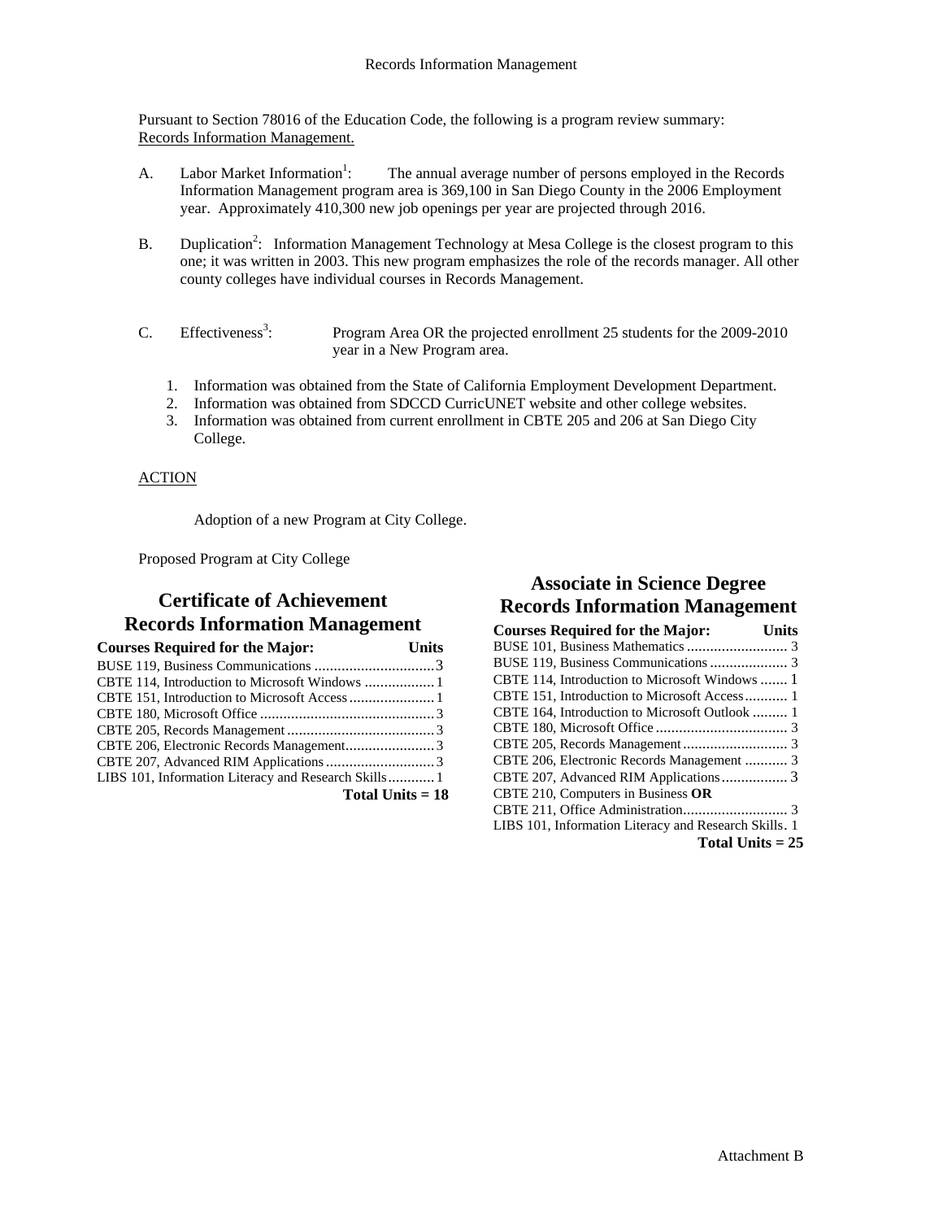Records Information Management

Pursuant to Section 78016 of the Education Code, the following is a program review summary: Records Information Management.

A. Labor Market Information[1]: The annual average number of persons employed in the Records Information Management program area is 369,100 in San Diego County in the 2006 Employment year. Approximately 410,300 new job openings per year are projected through 2016.

B. Duplication[2]: Information Management Technology at Mesa College is the closest program to this one; it was written in 2003. This new program emphasizes the role of the records manager. All other county colleges have individual courses in Records Management.

C. Effectiveness[3]: Program Area OR the projected enrollment 25 students for the 2009-2010 year in a New Program area.

1. Information was obtained from the State of California Employment Development Department.
2. Information was obtained from SDCCD CurricUNET website and other college websites.
3. Information was obtained from current enrollment in CBTE 205 and 206 at San Diego City College.

ACTION

Adoption of a new Program at City College.

Proposed Program at City College

## Certificate of Achievement Records Information Management

| Courses Required for the Major: | Units |
|---|---|
| BUSE 119, Business Communications | 3 |
| CBTE 114, Introduction to Microsoft Windows | 1 |
| CBTE 151, Introduction to Microsoft Access | 1 |
| CBTE 180, Microsoft Office | 3 |
| CBTE 205, Records Management | 3 |
| CBTE 206, Electronic Records Management | 3 |
| CBTE 207, Advanced RIM Applications | 3 |
| LIBS 101, Information Literacy and Research Skills | 1 |
| **Total Units = 18** | |

## Associate in Science Degree Records Information Management

| Courses Required for the Major: | Units |
|---|---|
| BUSE 101, Business Mathematics | 3 |
| BUSE 119, Business Communications | 3 |
| CBTE 114, Introduction to Microsoft Windows | 1 |
| CBTE 151, Introduction to Microsoft Access | 1 |
| CBTE 164, Introduction to Microsoft Outlook | 1 |
| CBTE 180, Microsoft Office | 3 |
| CBTE 205, Records Management | 3 |
| CBTE 206, Electronic Records Management | 3 |
| CBTE 207, Advanced RIM Applications | 3 |
| CBTE 210, Computers in Business **OR** | |
| CBTE 211, Office Administration | 3 |
| LIBS 101, Information Literacy and Research Skills | 1 |
| **Total Units = 25** | |

Attachment B